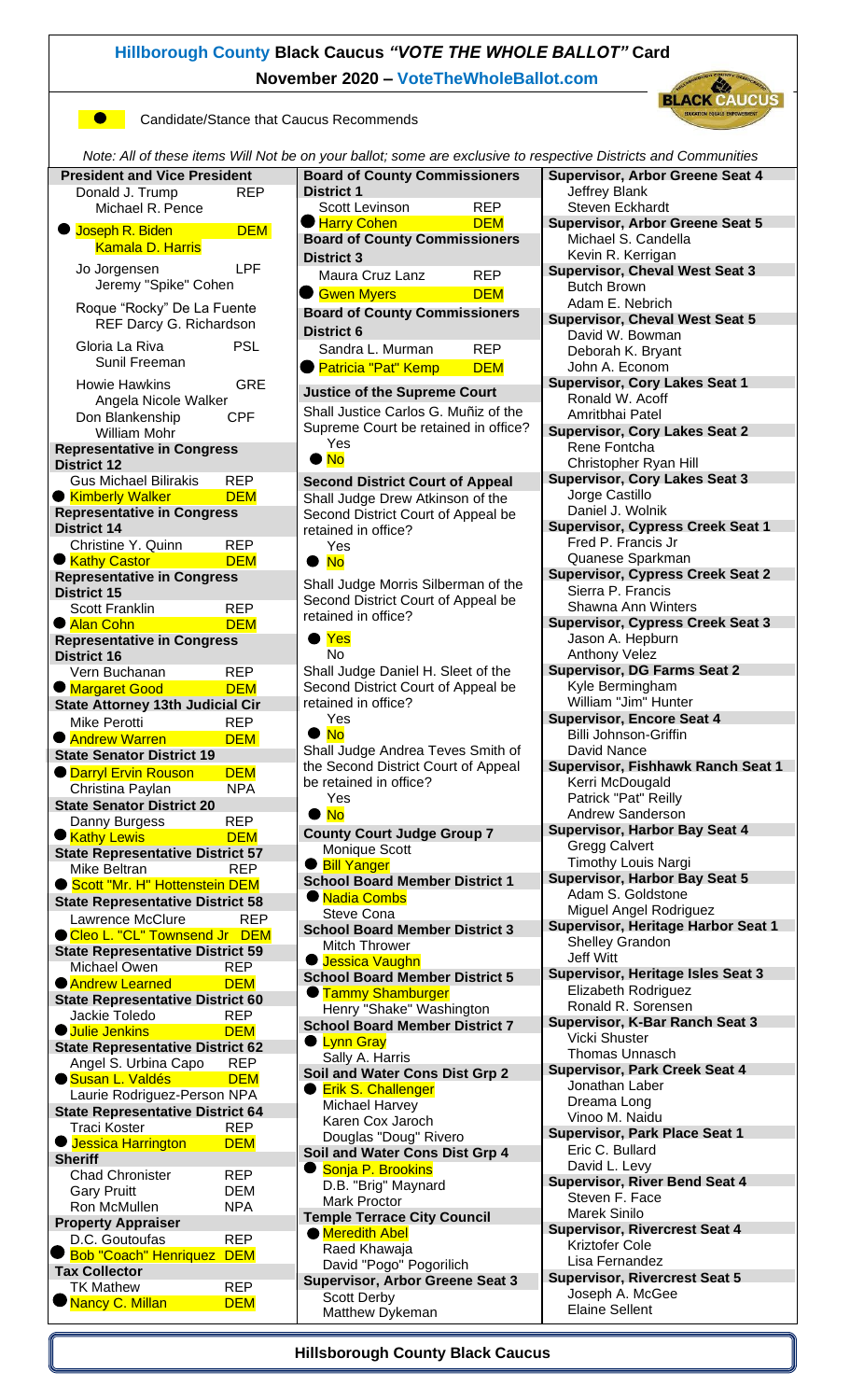# Hillborough County Black Caucus *"VOTE THE WHOLE BALLOT"* Card

## November 2020 – VoteTheWholeBallot.com

● Candidate/Stance that Caucus Recommends

*Note: All of these items Will Not be on your ballot; some are exclusive to respective Districts and Communities*

### President and Vice President
- Donald J. Trump / Michael R. Pence — REP
- ● **Joseph R. Biden / Kamala D. Harris — DEM**
- Jo Jorgensen / Jeremy "Spike" Cohen — LPF
- Roque "Rocky" De La Fuente / Darcy G. Richardson — REF
- Gloria La Riva / Sunil Freeman — PSL
- Howie Hawkins / Angela Nicole Walker — GRE
- Don Blankenship / William Mohr — CPF

### Representative in Congress District 12
- Gus Michael Bilirakis — REP
- ● **Kimberly Walker — DEM**

### Representative in Congress District 14
- Christine Y. Quinn — REP
- ● **Kathy Castor — DEM**

### Representative in Congress District 15
- Scott Franklin — REP
- ● **Alan Cohn — DEM**

### Representative in Congress District 16
- Vern Buchanan — REP
- ● **Margaret Good — DEM**

### State Attorney 13th Judicial Cir
- Mike Perotti — REP
- ● **Andrew Warren — DEM**

### State Senator District 19
- ● **Darryl Ervin Rouson — DEM**
- Christina Paylan — NPA

### State Senator District 20
- Danny Burgess — REP
- ● **Kathy Lewis — DEM**

### State Representative District 57
- Mike Beltran — REP
- ● **Scott "Mr. H" Hottenstein — DEM**

### State Representative District 58
- Lawrence McClure — REP
- ● **Cleo L. "CL" Townsend Jr — DEM**

### State Representative District 59
- Michael Owen — REP
- ● **Andrew Learned — DEM**

### State Representative District 60
- Jackie Toledo — REP
- ● **Julie Jenkins — DEM**

### State Representative District 62
- Angel S. Urbina Capo — REP
- ● **Susan L. Valdés — DEM**
- Laurie Rodriguez-Person — NPA

### State Representative District 64
- Traci Koster — REP
- ● **Jessica Harrington — DEM**

### Sheriff
- Chad Chronister — REP
- Gary Pruitt — DEM
- Ron McMullen — NPA

### Property Appraiser
- D.C. Goutoufas — REP
- ● **Bob "Coach" Henriquez — DEM**

### Tax Collector
- TK Mathew — REP
- ● **Nancy C. Millan — DEM**

### Board of County Commissioners District 1
- Scott Levinson — REP
- ● **Harry Cohen — DEM**

### Board of County Commissioners District 3
- Maura Cruz Lanz — REP
- ● **Gwen Myers — DEM**

### Board of County Commissioners District 6
- Sandra L. Murman — REP
- ● **Patricia "Pat" Kemp — DEM**

### Justice of the Supreme Court
Shall Justice Carlos G. Muñiz of the Supreme Court be retained in office?
- Yes
- ● **No**

### Second District Court of Appeal
Shall Judge Drew Atkinson of the Second District Court of Appeal be retained in office?
- Yes
- ● **No**

Shall Judge Morris Silberman of the Second District Court of Appeal be retained in office?
- ● **Yes**
- No

Shall Judge Daniel H. Sleet of the Second District Court of Appeal be retained in office?
- Yes
- ● **No**

Shall Judge Andrea Teves Smith of the Second District Court of Appeal be retained in office?
- Yes
- ● **No**

### County Court Judge Group 7
- Monique Scott
- ● **Bill Yanger**

### School Board Member District 1
- ● **Nadia Combs**
- Steve Cona

### School Board Member District 3
- Mitch Thrower
- ● **Jessica Vaughn**

### School Board Member District 5
- ● **Tammy Shamburger**
- Henry "Shake" Washington

### School Board Member District 7
- ● **Lynn Gray**
- Sally A. Harris

### Soil and Water Cons Dist Grp 2
- ● **Erik S. Challenger**
- Michael Harvey
- Karen Cox Jaroch
- Douglas "Doug" Rivero

### Soil and Water Cons Dist Grp 4
- ● **Sonja P. Brookins**
- D.B. "Brig" Maynard
- Mark Proctor

### Temple Terrace City Council
- ● **Meredith Abel**
- Raed Khawaja
- David "Pogo" Pogorilich

### Supervisor, Arbor Greene Seat 3
- Scott Derby
- Matthew Dykeman

### Supervisor, Arbor Greene Seat 4
- Jeffrey Blank
- Steven Eckhardt

### Supervisor, Arbor Greene Seat 5
- Michael S. Candella
- Kevin R. Kerrigan

### Supervisor, Cheval West Seat 3
- Butch Brown
- Adam E. Nebrich

### Supervisor, Cheval West Seat 5
- David W. Bowman
- Deborah K. Bryant
- John A. Econom

### Supervisor, Cory Lakes Seat 1
- Ronald W. Acoff
- Amritbhai Patel

### Supervisor, Cory Lakes Seat 2
- Rene Fontcha
- Christopher Ryan Hill

### Supervisor, Cory Lakes Seat 3
- Jorge Castillo
- Daniel J. Wolnik

### Supervisor, Cypress Creek Seat 1
- Fred P. Francis Jr
- Quanese Sparkman

### Supervisor, Cypress Creek Seat 2
- Sierra P. Francis
- Shawna Ann Winters

### Supervisor, Cypress Creek Seat 3
- Jason A. Hepburn
- Anthony Velez

### Supervisor, DG Farms Seat 2
- Kyle Bermingham
- William "Jim" Hunter

### Supervisor, Encore Seat 4
- Billi Johnson-Griffin
- David Nance

### Supervisor, Fishhawk Ranch Seat 1
- Kerri McDougald
- Patrick "Pat" Reilly
- Andrew Sanderson

### Supervisor, Harbor Bay Seat 4
- Gregg Calvert
- Timothy Louis Nargi

### Supervisor, Harbor Bay Seat 5
- Adam S. Goldstone
- Miguel Angel Rodriguez

### Supervisor, Heritage Harbor Seat 1
- Shelley Grandon
- Jeff Witt

### Supervisor, Heritage Isles Seat 3
- Elizabeth Rodriguez
- Ronald R. Sorensen

### Supervisor, K-Bar Ranch Seat 3
- Vicki Shuster
- Thomas Unnasch

### Supervisor, Park Creek Seat 4
- Jonathan Laber
- Dreama Long
- Vinoo M. Naidu

### Supervisor, Park Place Seat 1
- Eric C. Bullard
- David L. Levy

### Supervisor, River Bend Seat 4
- Steven F. Face
- Marek Sinilo

### Supervisor, Rivercrest Seat 4
- Kriztofer Cole
- Lisa Fernandez

### Supervisor, Rivercrest Seat 5
- Joseph A. McGee
- Elaine Sellent

**Hillsborough County Black Caucus**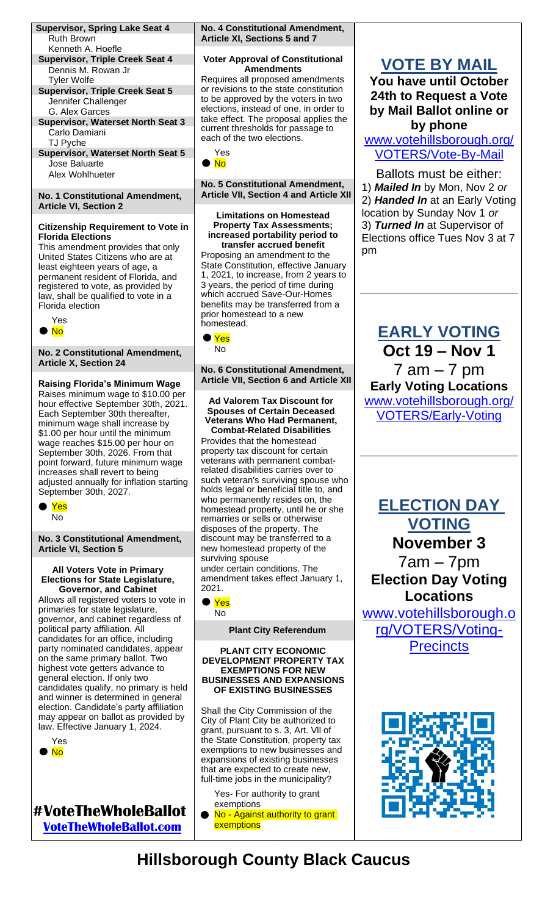**Supervisor, Spring Lake Seat 4**
Ruth Brown
Kenneth A. Hoefle

**Supervisor, Triple Creek Seat 4**
Dennis M. Rowan Jr
Tyler Wolfe

**Supervisor, Triple Creek Seat 5**
Jennifer Challenger
G. Alex Garces

**Supervisor, Waterset North Seat 3**
Carlo Damiani
TJ Pyche

**Supervisor, Waterset North Seat 5**
Jose Baluarte
Alex Wohlhueter

**No. 1 Constitutional Amendment, Article VI, Section 2**

**Citizenship Requirement to Vote in Florida Elections**

This amendment provides that only United States Citizens who are at least eighteen years of age, a permanent resident of Florida, and registered to vote, as provided by law, shall be qualified to vote in a Florida election

Yes
● No

**No. 2 Constitutional Amendment, Article X, Section 24**

**Raising Florida's Minimum Wage**

Raises minimum wage to $10.00 per hour effective September 30th, 2021. Each September 30th thereafter, minimum wage shall increase by $1.00 per hour until the minimum wage reaches $15.00 per hour on September 30th, 2026. From that point forward, future minimum wage increases shall revert to being adjusted annually for inflation starting September 30th, 2027.

● Yes
No

**No. 3 Constitutional Amendment, Article VI, Section 5**

**All Voters Vote in Primary Elections for State Legislature, Governor, and Cabinet**

Allows all registered voters to vote in primaries for state legislature, governor, and cabinet regardless of political party affiliation. All candidates for an office, including party nominated candidates, appear on the same primary ballot. Two highest vote getters advance to general election. If only two candidates qualify, no primary is held and winner is determined in general election. Candidate's party affiliation may appear on ballot as provided by law. Effective January 1, 2024.

Yes
● No

**#VoteTheWholeBallot**
**VoteTheWholeBallot.com**

**No. 4 Constitutional Amendment, Article XI, Sections 5 and 7**

**Voter Approval of Constitutional Amendments**

Requires all proposed amendments or revisions to the state constitution to be approved by the voters in two elections, instead of one, in order to take effect. The proposal applies the current thresholds for passage to each of the two elections.

Yes
● No

**No. 5 Constitutional Amendment, Article VII, Section 4 and Article XII**

**Limitations on Homestead Property Tax Assessments; increased portability period to transfer accrued benefit**

Proposing an amendment to the State Constitution, effective January 1, 2021, to increase, from 2 years to 3 years, the period of time during which accrued Save-Our-Homes benefits may be transferred from a prior homestead to a new homestead.

● Yes
No

**No. 6 Constitutional Amendment, Article VII, Section 6 and Article XII**

**Ad Valorem Tax Discount for Spouses of Certain Deceased Veterans Who Had Permanent, Combat-Related Disabilities**

Provides that the homestead property tax discount for certain veterans with permanent combat-related disabilities carries over to such veteran's surviving spouse who holds legal or beneficial title to, and who permanently resides on, the homestead property, until he or she remarries or sells or otherwise disposes of the property. The discount may be transferred to a new homestead property of the surviving spouse under certain conditions. The amendment takes effect January 1, 2021.

● Yes
No

**Plant City Referendum**

**PLANT CITY ECONOMIC DEVELOPMENT PROPERTY TAX EXEMPTIONS FOR NEW BUSINESSES AND EXPANSIONS OF EXISTING BUSINESSES**

Shall the City Commission of the City of Plant City be authorized to grant, pursuant to s. 3, Art. Vll of the State Constitution, property tax exemptions to new businesses and expansions of existing businesses that are expected to create new, full-time jobs in the municipality?

Yes- For authority to grant exemptions
● No - Against authority to grant exemptions

## VOTE BY MAIL

**You have until October 24th to Request a Vote by Mail Ballot online or by phone**

www.votehillsborough.org/VOTERS/Vote-By-Mail

Ballots must be either:
1) ***Mailed In*** by Mon, Nov 2 *or*
2) ***Handed In*** at an Early Voting location by Sunday Nov 1 *or*
3) ***Turned In*** at Supervisor of Elections office Tues Nov 3 at 7 pm

## EARLY VOTING

**Oct 19 – Nov 1**

7 am – 7 pm

**Early Voting Locations**

www.votehillsborough.org/VOTERS/Early-Voting

## ELECTION DAY VOTING

**November 3**

7am – 7pm

**Election Day Voting Locations**

www.votehillsborough.org/VOTERS/Voting-Precincts

# Hillsborough County Black Caucus